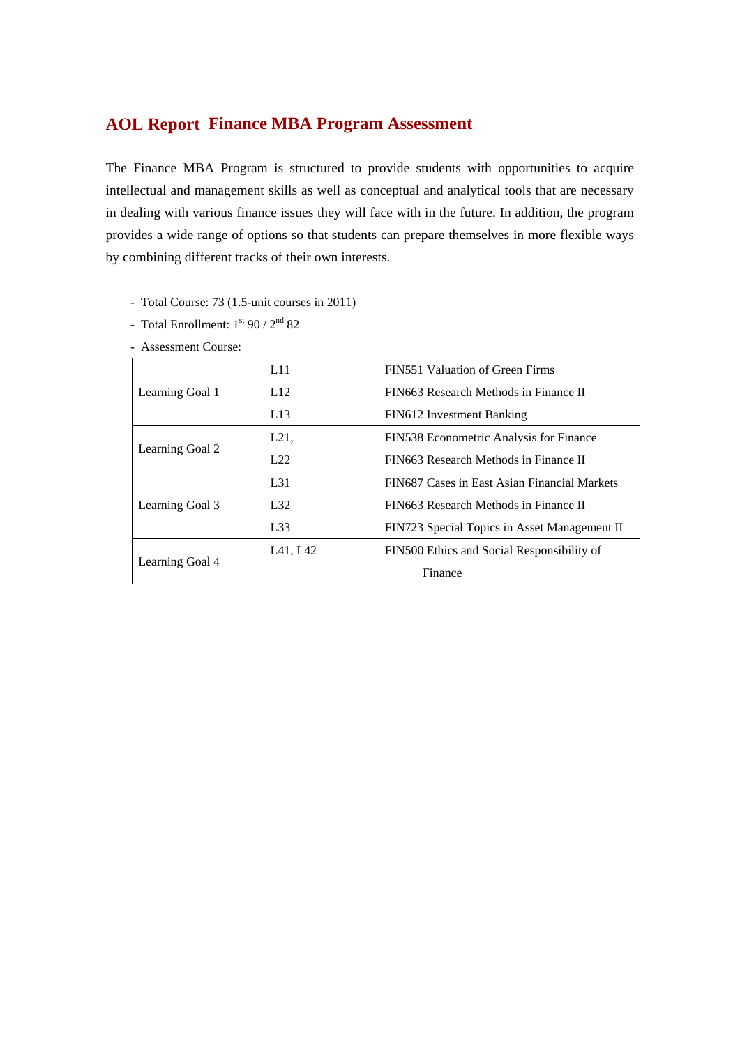# AOL Report Finance MBA Program Assessment

The Finance MBA Program is structured to provide students with opportunities to acquire intellectual and management skills as well as conceptual and analytical tools that are necessary in dealing with various finance issues they will face with in the future. In addition, the program provides a wide range of options so that students can prepare themselves in more flexible ways by combining different tracks of their own interests.

- Total Course: 73 (1.5-unit courses in 2011)
- Total Enrollment: 1st 90 / 2nd 82
- Assessment Course:

| | | |
|---|---|---|
| Learning Goal 1 | L11 | FIN551 Valuation of Green Firms |
| | L12 | FIN663 Research Methods in Finance II |
| | L13 | FIN612 Investment Banking |
| Learning Goal 2 | L21, | FIN538 Econometric Analysis for Finance |
| | L22 | FIN663 Research Methods in Finance II |
| Learning Goal 3 | L31 | FIN687 Cases in East Asian Financial Markets |
| | L32 | FIN663 Research Methods in Finance II |
| | L33 | FIN723 Special Topics in Asset Management II |
| Learning Goal 4 | L41, L42 | FIN500 Ethics and Social Responsibility of Finance |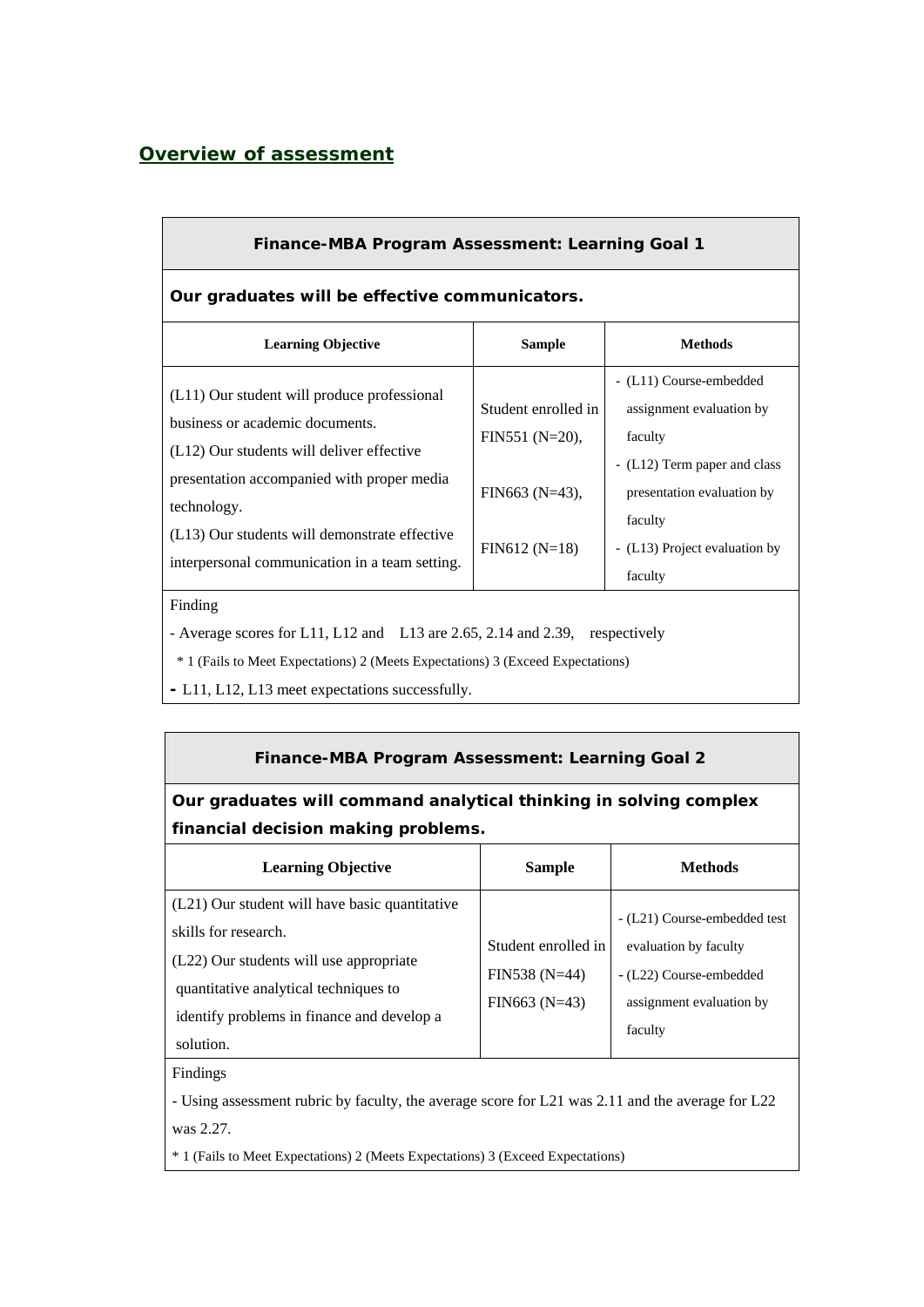## Overview of assessment

**Finance-MBA Program Assessment: Learning Goal 1**

**Our graduates will be effective communicators.**

| Learning Objective | Sample | Methods |
|---|---|---|
| (L11) Our student will produce professional business or academic documents.<br>(L12) Our students will deliver effective presentation accompanied with proper media technology.<br>(L13) Our students will demonstrate effective interpersonal communication in a team setting. | Student enrolled in FIN551 (N=20),<br><br>FIN663 (N=43),<br><br>FIN612 (N=18) | - (L11) Course-embedded assignment evaluation by faculty<br>- (L12) Term paper and class presentation evaluation by faculty<br>- (L13) Project evaluation by faculty |

Finding

- Average scores for L11, L12 and L13 are 2.65, 2.14 and 2.39, respectively

\* 1 (Fails to Meet Expectations) 2 (Meets Expectations) 3 (Exceed Expectations)

- L11, L12, L13 meet expectations successfully.

**Finance-MBA Program Assessment: Learning Goal 2**

**Our graduates will command analytical thinking in solving complex financial decision making problems.**

| Learning Objective | Sample | Methods |
|---|---|---|
| (L21) Our student will have basic quantitative skills for research.<br>(L22) Our students will use appropriate quantitative analytical techniques to identify problems in finance and develop a solution. | Student enrolled in FIN538 (N=44)<br>FIN663 (N=43) | - (L21) Course-embedded test evaluation by faculty<br>- (L22) Course-embedded assignment evaluation by faculty |

Findings

- Using assessment rubric by faculty, the average score for L21 was 2.11 and the average for L22 was 2.27.

\* 1 (Fails to Meet Expectations) 2 (Meets Expectations) 3 (Exceed Expectations)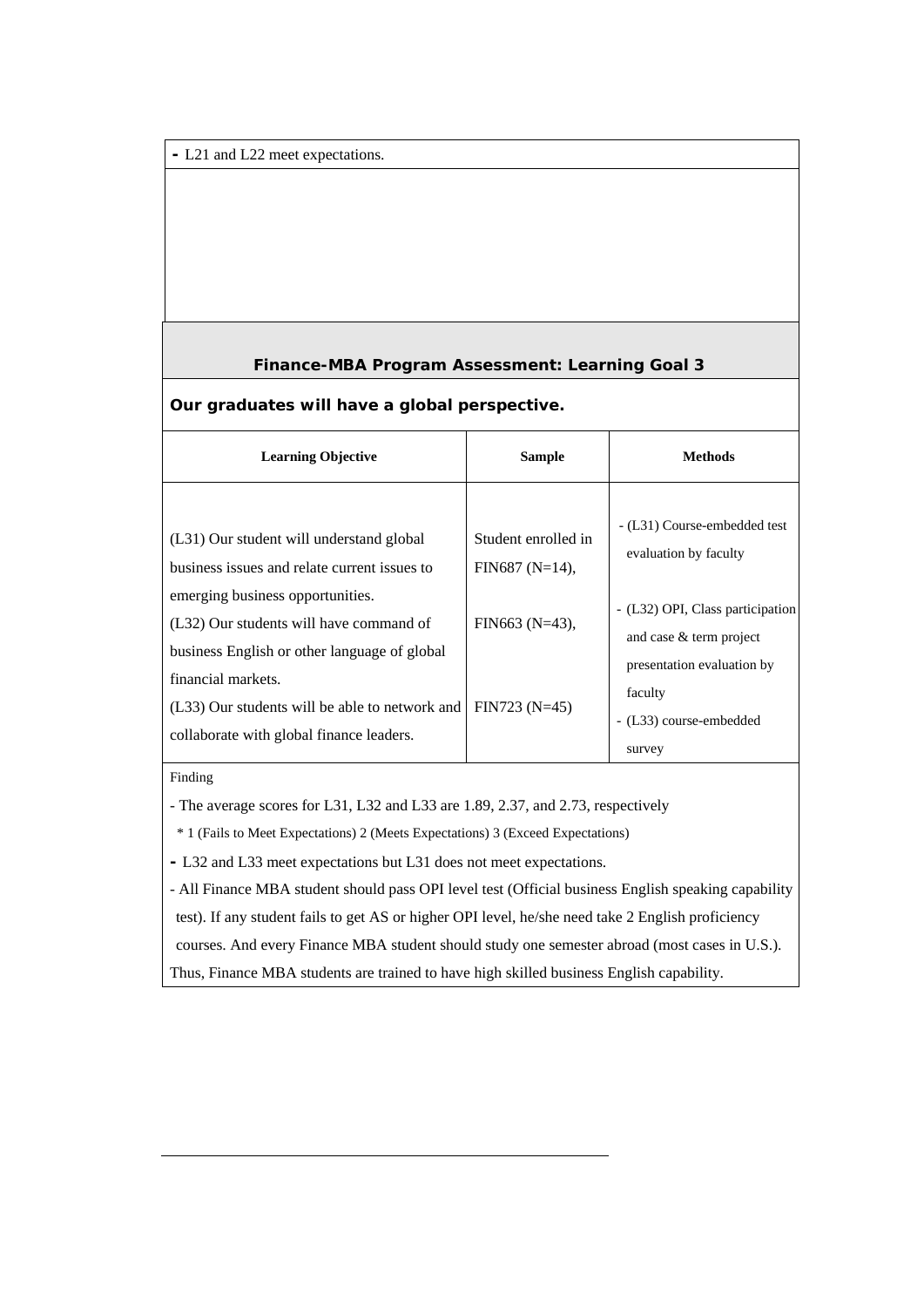- L21 and L22 meet expectations.

## Finance-MBA Program Assessment: Learning Goal 3

**Our graduates will have a global perspective.**

| Learning Objective | Sample | Methods |
|---|---|---|
| (L31) Our student will understand global business issues and relate current issues to emerging business opportunities.<br>(L32) Our students will have command of business English or other language of global financial markets.<br>(L33) Our students will be able to network and collaborate with global finance leaders. | Student enrolled in FIN687 (N=14),<br>FIN663 (N=43),<br>FIN723 (N=45) | - (L31) Course-embedded test evaluation by faculty<br>- (L32) OPI, Class participation and case & term project presentation evaluation by faculty<br>- (L33) course-embedded survey |

Finding

- The average scores for L31, L32 and L33 are 1.89, 2.37, and 2.73, respectively
  * 1 (Fails to Meet Expectations) 2 (Meets Expectations) 3 (Exceed Expectations)
- L32 and L33 meet expectations but L31 does not meet expectations.
- All Finance MBA student should pass OPI level test (Official business English speaking capability test). If any student fails to get AS or higher OPI level, he/she need take 2 English proficiency courses. And every Finance MBA student should study one semester abroad (most cases in U.S.).

Thus, Finance MBA students are trained to have high skilled business English capability.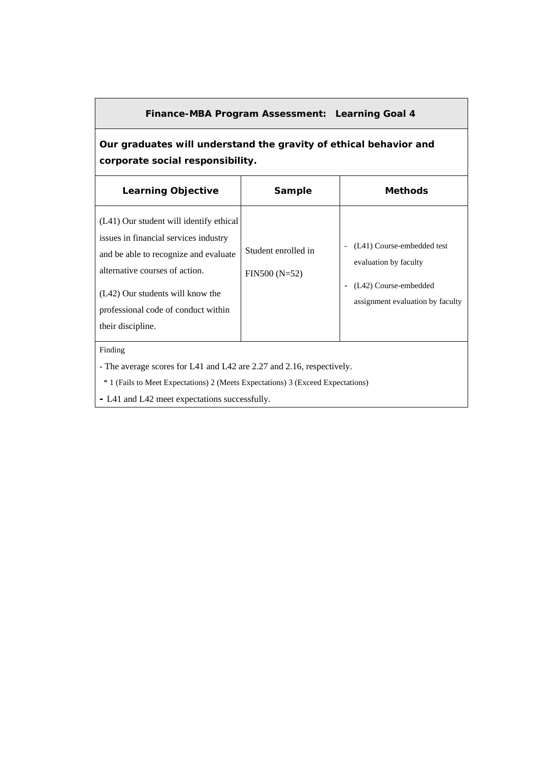## Finance-MBA Program Assessment: Learning Goal 4

**Our graduates will understand the gravity of ethical behavior and corporate social responsibility.**

| Learning Objective | Sample | Methods |
|---|---|---|
| (L41) Our student will identify ethical issues in financial services industry and be able to recognize and evaluate alternative courses of action.<br><br>(L42) Our students will know the professional code of conduct within their discipline. | Student enrolled in FIN500 (N=52) | - (L41) Course-embedded test evaluation by faculty<br>- (L42) Course-embedded assignment evaluation by faculty |

Finding

- The average scores for L41 and L42 are 2.27 and 2.16, respectively.

  * 1 (Fails to Meet Expectations) 2 (Meets Expectations) 3 (Exceed Expectations)

- L41 and L42 meet expectations successfully.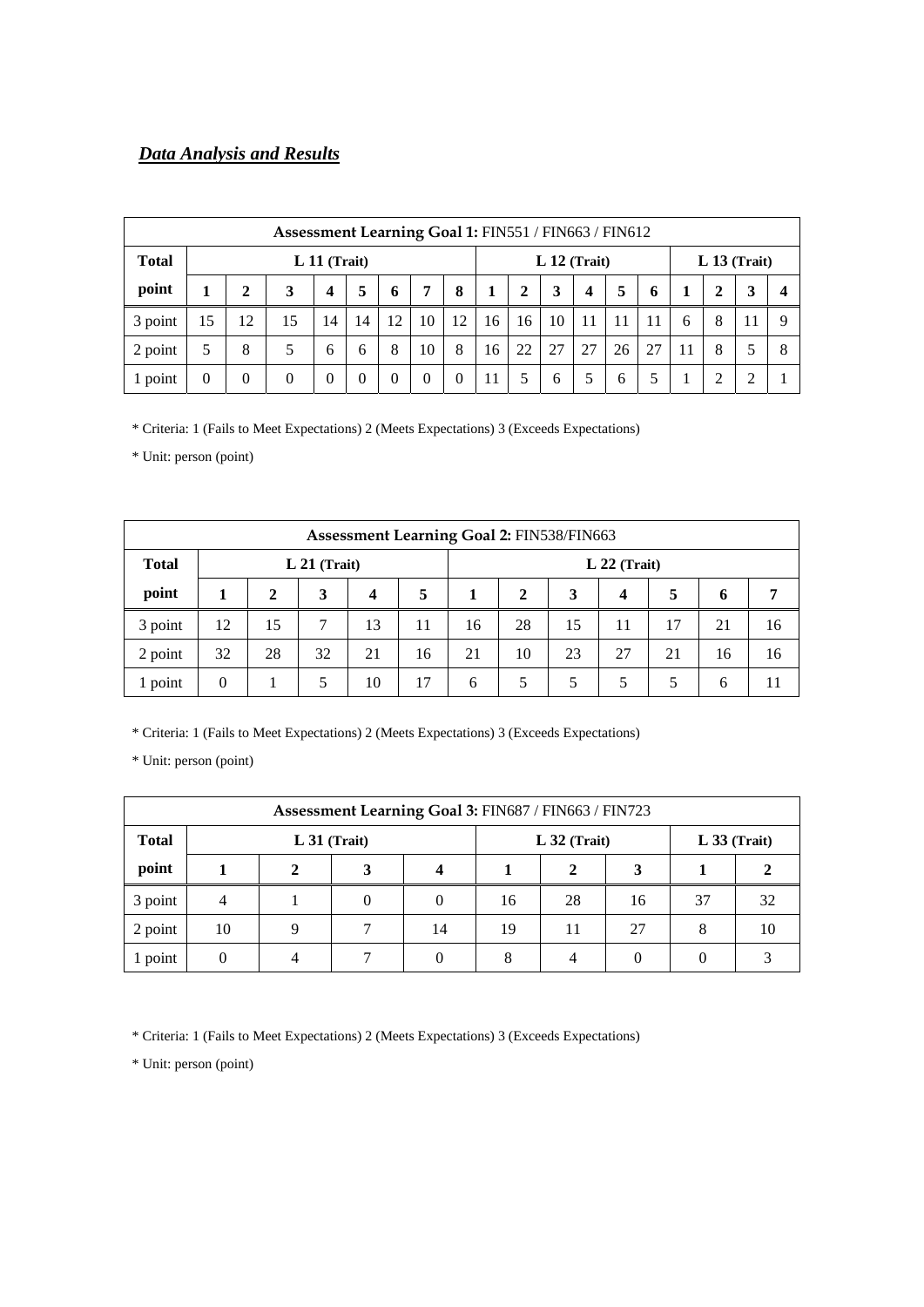***Data Analysis and Results***

| Assessment Learning Goal 1: FIN551 / FIN663 / FIN612 | | | | | | | | | | | | | | | | | | |
|---|---|---|---|---|---|---|---|---|---|---|---|---|---|---|---|---|---|---|
| **Total point** | **L 11 (Trait)** | | | | | | | | **L 12 (Trait)** | | | | | | **L 13 (Trait)** | | | |
| | **1** | **2** | **3** | **4** | **5** | **6** | **7** | **8** | **1** | **2** | **3** | **4** | **5** | **6** | **1** | **2** | **3** | **4** |
| 3 point | 15 | 12 | 15 | 14 | 14 | 12 | 10 | 12 | 16 | 16 | 10 | 11 | 11 | 11 | 6 | 8 | 11 | 9 |
| 2 point | 5 | 8 | 5 | 6 | 6 | 8 | 10 | 8 | 16 | 22 | 27 | 27 | 26 | 27 | 11 | 8 | 5 | 8 |
| 1 point | 0 | 0 | 0 | 0 | 0 | 0 | 0 | 0 | 11 | 5 | 6 | 5 | 6 | 5 | 1 | 2 | 2 | 1 |

\* Criteria: 1 (Fails to Meet Expectations) 2 (Meets Expectations) 3 (Exceeds Expectations)

\* Unit: person (point)

| Assessment Learning Goal 2: FIN538/FIN663 | | | | | | | | | | | | |
|---|---|---|---|---|---|---|---|---|---|---|---|---|
| **Total point** | **L 21 (Trait)** | | | | | **L 22 (Trait)** | | | | | | |
| | **1** | **2** | **3** | **4** | **5** | **1** | **2** | **3** | **4** | **5** | **6** | **7** |
| 3 point | 12 | 15 | 7 | 13 | 11 | 16 | 28 | 15 | 11 | 17 | 21 | 16 |
| 2 point | 32 | 28 | 32 | 21 | 16 | 21 | 10 | 23 | 27 | 21 | 16 | 16 |
| 1 point | 0 | 1 | 5 | 10 | 17 | 6 | 5 | 5 | 5 | 5 | 6 | 11 |

\* Criteria: 1 (Fails to Meet Expectations) 2 (Meets Expectations) 3 (Exceeds Expectations)

\* Unit: person (point)

| Assessment Learning Goal 3: FIN687 / FIN663 / FIN723 | | | | | | | | | |
|---|---|---|---|---|---|---|---|---|---|
| **Total point** | **L 31 (Trait)** | | | | **L 32 (Trait)** | | | **L 33 (Trait)** | |
| | **1** | **2** | **3** | **4** | **1** | **2** | **3** | **1** | **2** |
| 3 point | 4 | 1 | 0 | 0 | 16 | 28 | 16 | 37 | 32 |
| 2 point | 10 | 9 | 7 | 14 | 19 | 11 | 27 | 8 | 10 |
| 1 point | 0 | 4 | 7 | 0 | 8 | 4 | 0 | 0 | 3 |

\* Criteria: 1 (Fails to Meet Expectations) 2 (Meets Expectations) 3 (Exceeds Expectations)

\* Unit: person (point)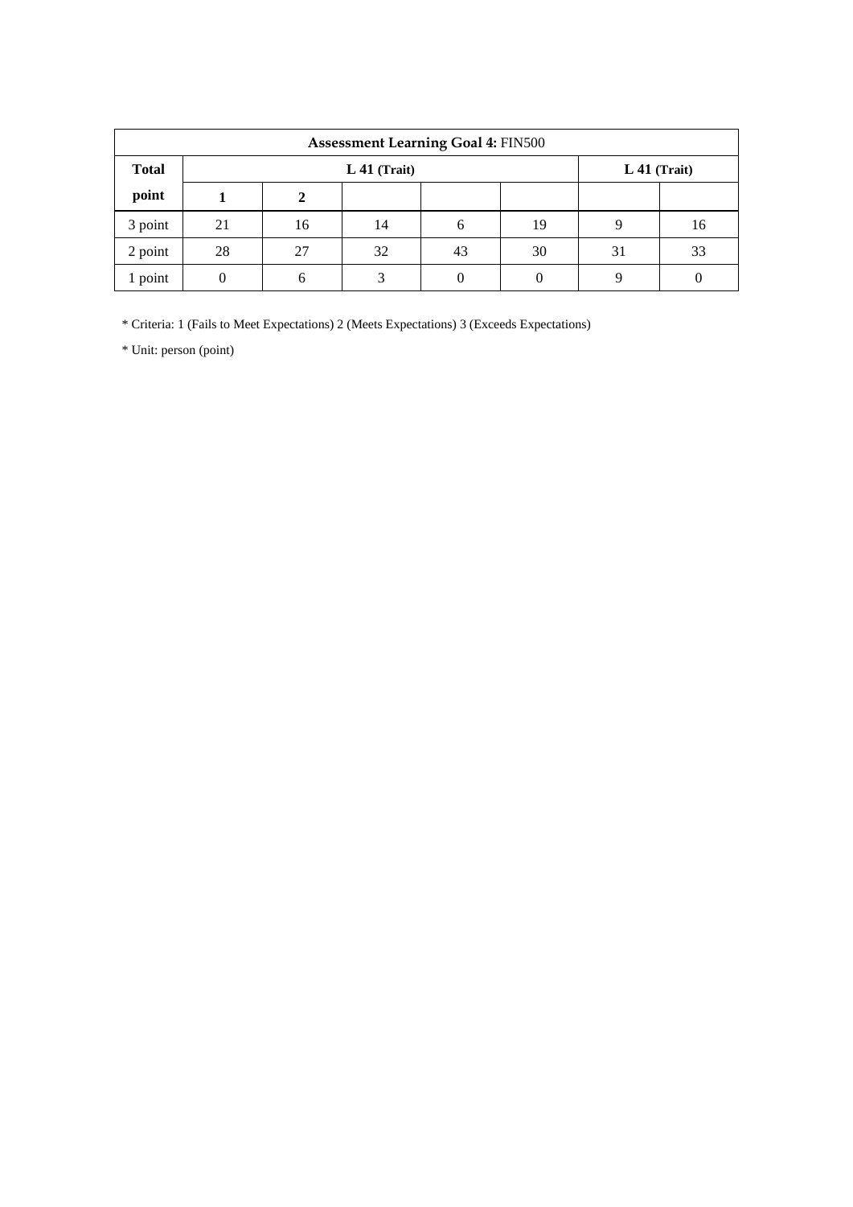| Assessment Learning Goal 4: FIN500 | | | | | | | |
|---|---|---|---|---|---|---|---|
| Total point | L 41 (Trait) | | | | | L 41 (Trait) | |
| | 1 | 2 | | | | | |
| 3 point | 21 | 16 | 14 | 6 | 19 | 9 | 16 |
| 2 point | 28 | 27 | 32 | 43 | 30 | 31 | 33 |
| 1 point | 0 | 6 | 3 | 0 | 0 | 9 | 0 |

* Criteria: 1 (Fails to Meet Expectations) 2 (Meets Expectations) 3 (Exceeds Expectations)

* Unit: person (point)